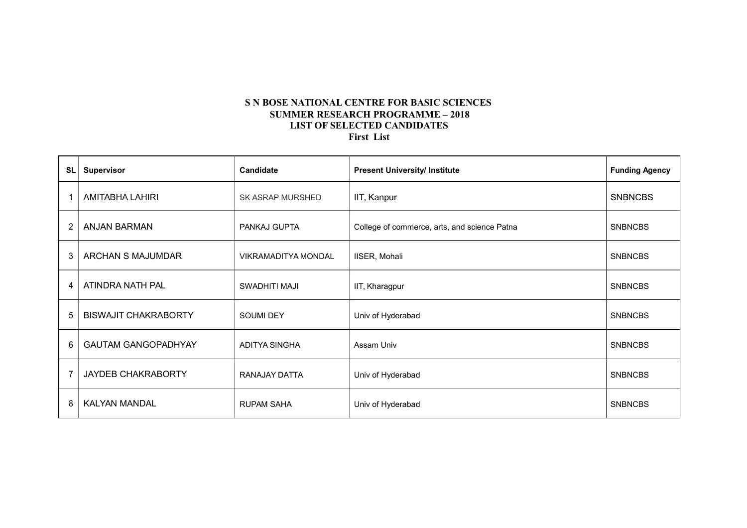**S N BOSE NATIONAL CENTRE FOR BASIC SCIENCES**
**SUMMER RESEARCH PROGRAMME – 2018**
**LIST OF SELECTED CANDIDATES**
**First List**

| SL | Supervisor | Candidate | Present University/ Institute | Funding Agency |
|---|---|---|---|---|
| 1 | AMITABHA LAHIRI | SK ASRAP MURSHED | IIT, Kanpur | SNBNCBS |
| 2 | ANJAN BARMAN | PANKAJ GUPTA | College of commerce, arts, and science Patna | SNBNCBS |
| 3 | ARCHAN S MAJUMDAR | VIKRAMADITYA MONDAL | IISER, Mohali | SNBNCBS |
| 4 | ATINDRA NATH PAL | SWADHITI MAJI | IIT, Kharagpur | SNBNCBS |
| 5 | BISWAJIT CHAKRABORTY | SOUMI DEY | Univ of Hyderabad | SNBNCBS |
| 6 | GAUTAM GANGOPADHYAY | ADITYA SINGHA | Assam Univ | SNBNCBS |
| 7 | JAYDEB CHAKRABORTY | RANAJAY DATTA | Univ of Hyderabad | SNBNCBS |
| 8 | KALYAN MANDAL | RUPAM SAHA | Univ of Hyderabad | SNBNCBS |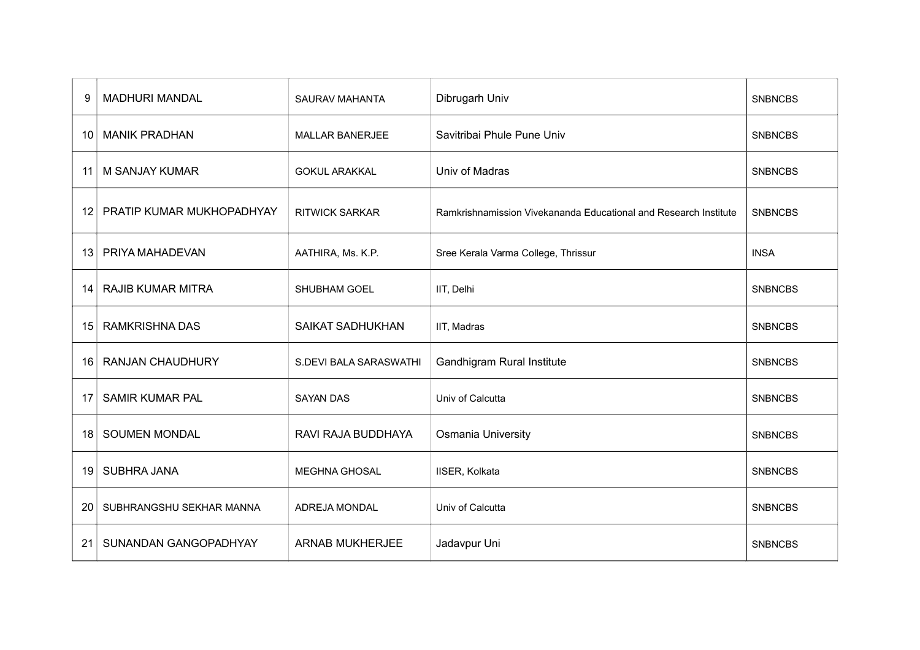| | | | | |
|---|---|---|---|---|
| 9 | MADHURI MANDAL | SAURAV MAHANTA | Dibrugarh Univ | SNBNCBS |
| 10 | MANIK PRADHAN | MALLAR BANERJEE | Savitribai Phule Pune Univ | SNBNCBS |
| 11 | M SANJAY KUMAR | GOKUL ARAKKAL | Univ of Madras | SNBNCBS |
| 12 | PRATIP KUMAR MUKHOPADHYAY | RITWICK SARKAR | Ramkrishnamission Vivekananda Educational and Research Institute | SNBNCBS |
| 13 | PRIYA MAHADEVAN | AATHIRA, Ms. K.P. | Sree Kerala Varma College, Thrissur | INSA |
| 14 | RAJIB KUMAR MITRA | SHUBHAM GOEL | IIT, Delhi | SNBNCBS |
| 15 | RAMKRISHNA DAS | SAIKAT SADHUKHAN | IIT, Madras | SNBNCBS |
| 16 | RANJAN CHAUDHURY | S.DEVI BALA SARASWATHI | Gandhigram Rural Institute | SNBNCBS |
| 17 | SAMIR KUMAR PAL | SAYAN DAS | Univ of Calcutta | SNBNCBS |
| 18 | SOUMEN MONDAL | RAVI RAJA BUDDHAYA | Osmania University | SNBNCBS |
| 19 | SUBHRA JANA | MEGHNA GHOSAL | IISER, Kolkata | SNBNCBS |
| 20 | SUBHRANGSHU SEKHAR MANNA | ADREJA MONDAL | Univ of Calcutta | SNBNCBS |
| 21 | SUNANDAN GANGOPADHYAY | ARNAB MUKHERJEE | Jadavpur Uni | SNBNCBS |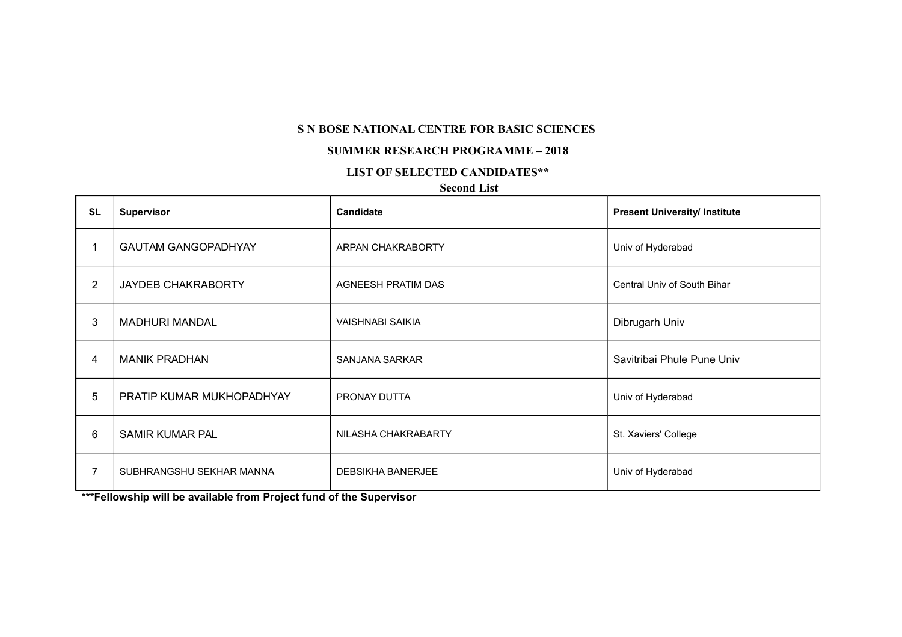**S N BOSE NATIONAL CENTRE FOR BASIC SCIENCES**

**SUMMER RESEARCH PROGRAMME – 2018**

**LIST OF SELECTED CANDIDATES\*\***

**Second List**

| SL | Supervisor | Candidate | Present University/ Institute |
|---|---|---|---|
| 1 | GAUTAM GANGOPADHYAY | ARPAN CHAKRABORTY | Univ of Hyderabad |
| 2 | JAYDEB CHAKRABORTY | AGNEESH PRATIM DAS | Central Univ of South Bihar |
| 3 | MADHURI MANDAL | VAISHNABI SAIKIA | Dibrugarh Univ |
| 4 | MANIK PRADHAN | SANJANA SARKAR | Savitribai Phule Pune Univ |
| 5 | PRATIP KUMAR MUKHOPADHYAY | PRONAY DUTTA | Univ of Hyderabad |
| 6 | SAMIR KUMAR PAL | NILASHA CHAKRABARTY | St. Xaviers' College |
| 7 | SUBHRANGSHU SEKHAR MANNA | DEBSIKHA BANERJEE | Univ of Hyderabad |

**\*\*\*Fellowship will be available from Project fund of the Supervisor**